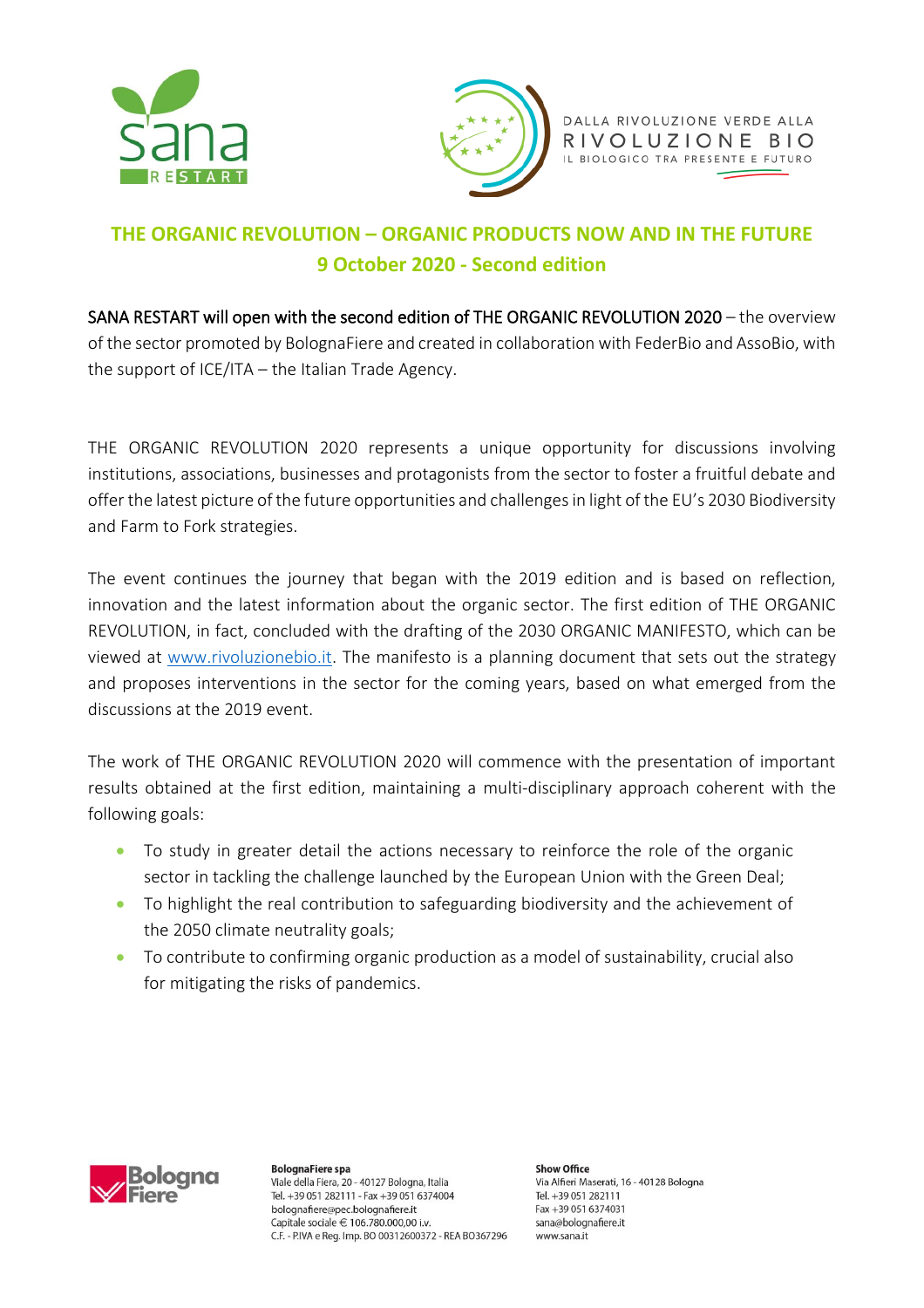DALLA RIVOLUZIONE VERDE ALLA RIVOLUZIONE BIO

IL BIOLOGICO TRA PRESENTE E FUTURO

## THE ORGANIC REVOLUTION – ORGANIC PRODUCTS NOW AND IN THE FUTURE
## 9 October 2020 - Second edition

SANA RESTART will open with the second edition of THE ORGANIC REVOLUTION 2020 – the overview of the sector promoted by BolognaFiere and created in collaboration with FederBio and AssoBio, with the support of ICE/ITA – the Italian Trade Agency.

THE ORGANIC REVOLUTION 2020 represents a unique opportunity for discussions involving institutions, associations, businesses and protagonists from the sector to foster a fruitful debate and offer the latest picture of the future opportunities and challenges in light of the EU's 2030 Biodiversity and Farm to Fork strategies.

The event continues the journey that began with the 2019 edition and is based on reflection, innovation and the latest information about the organic sector. The first edition of THE ORGANIC REVOLUTION, in fact, concluded with the drafting of the 2030 ORGANIC MANIFESTO, which can be viewed at www.rivoluzionebio.it. The manifesto is a planning document that sets out the strategy and proposes interventions in the sector for the coming years, based on what emerged from the discussions at the 2019 event.

The work of THE ORGANIC REVOLUTION 2020 will commence with the presentation of important results obtained at the first edition, maintaining a multi-disciplinary approach coherent with the following goals:

- To study in greater detail the actions necessary to reinforce the role of the organic sector in tackling the challenge launched by the European Union with the Green Deal;
- To highlight the real contribution to safeguarding biodiversity and the achievement of the 2050 climate neutrality goals;
- To contribute to confirming organic production as a model of sustainability, crucial also for mitigating the risks of pandemics.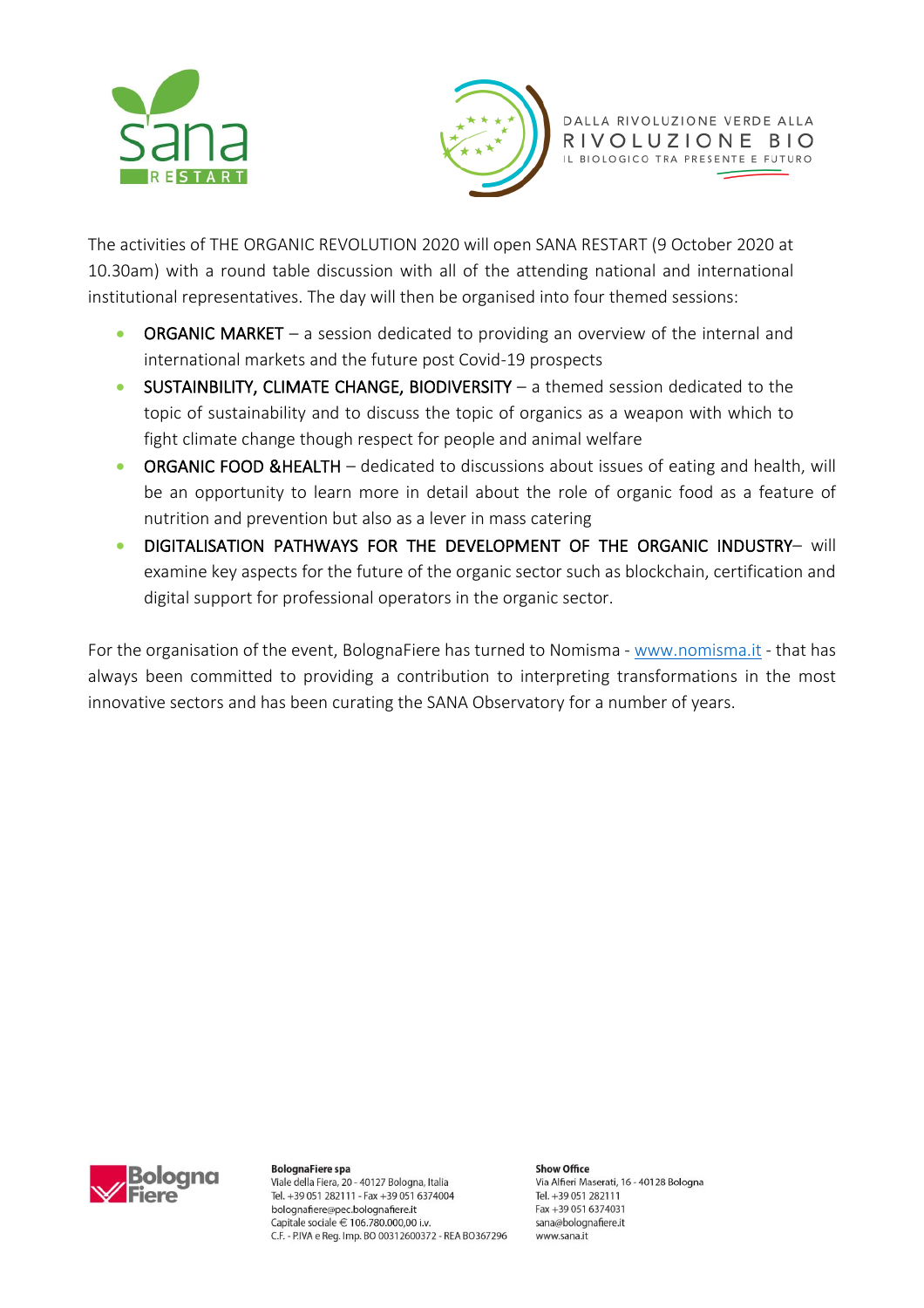The activities of THE ORGANIC REVOLUTION 2020 will open SANA RESTART (9 October 2020 at 10.30am) with a round table discussion with all of the attending national and international institutional representatives. The day will then be organised into four themed sessions:

- ORGANIC MARKET – a session dedicated to providing an overview of the internal and international markets and the future post Covid-19 prospects
- SUSTAINBILITY, CLIMATE CHANGE, BIODIVERSITY – a themed session dedicated to the topic of sustainability and to discuss the topic of organics as a weapon with which to fight climate change though respect for people and animal welfare
- ORGANIC FOOD &HEALTH – dedicated to discussions about issues of eating and health, will be an opportunity to learn more in detail about the role of organic food as a feature of nutrition and prevention but also as a lever in mass catering
- DIGITALISATION PATHWAYS FOR THE DEVELOPMENT OF THE ORGANIC INDUSTRY– will examine key aspects for the future of the organic sector such as blockchain, certification and digital support for professional operators in the organic sector.

For the organisation of the event, BolognaFiere has turned to Nomisma - www.nomisma.it - that has always been committed to providing a contribution to interpreting transformations in the most innovative sectors and has been curating the SANA Observatory for a number of years.